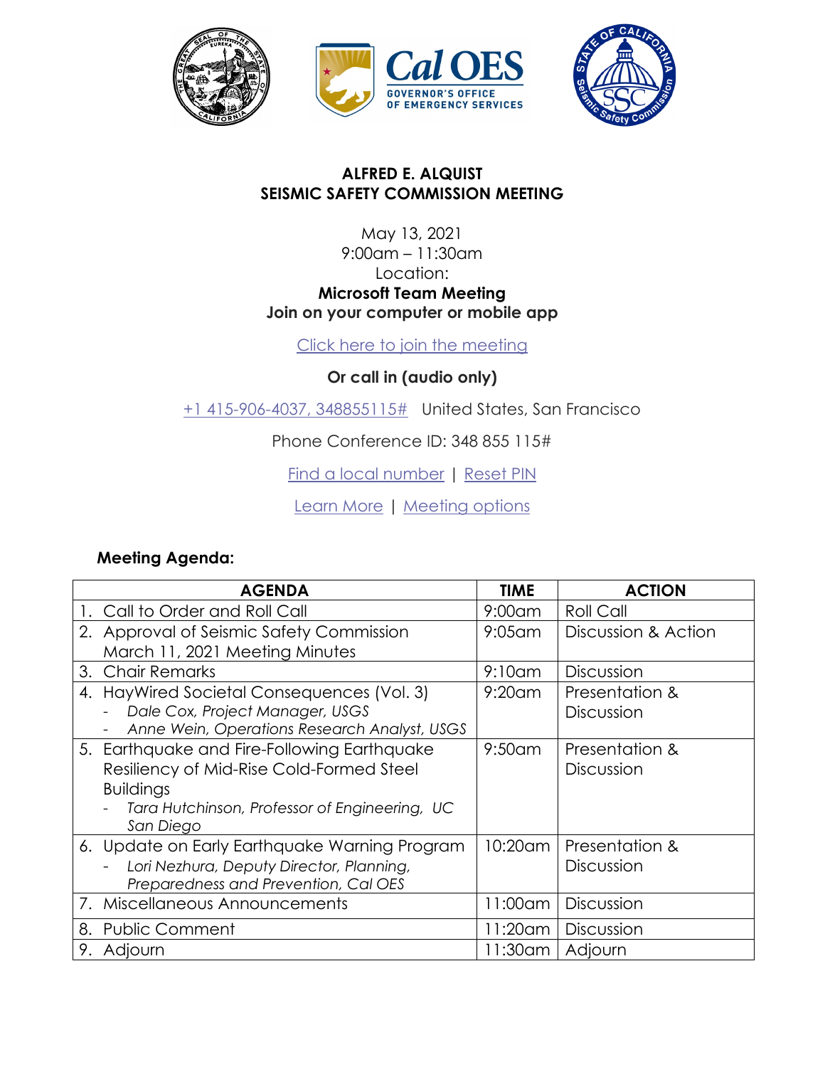# ALFRED E. ALQUIST
# SEISMIC SAFETY COMMISSION MEETING

May 13, 2021
9:00am – 11:30am
Location:
**Microsoft Team Meeting**
**Join on your computer or mobile app**

[Click here to join the meeting]

**Or call in (audio only)**

+1 415-906-4037, 348855115#   United States, San Francisco

Phone Conference ID: 348 855 115#

Find a local number | Reset PIN

Learn More | Meeting options

**Meeting Agenda:**

| AGENDA | TIME | ACTION |
|---|---|---|
| 1. Call to Order and Roll Call | 9:00am | Roll Call |
| 2. Approval of Seismic Safety Commission March 11, 2021 Meeting Minutes | 9:05am | Discussion & Action |
| 3. Chair Remarks | 9:10am | Discussion |
| 4. HayWired Societal Consequences (Vol. 3)<br>- *Dale Cox, Project Manager, USGS*<br>- *Anne Wein, Operations Research Analyst, USGS* | 9:20am | Presentation & Discussion |
| 5. Earthquake and Fire-Following Earthquake Resiliency of Mid-Rise Cold-Formed Steel Buildings<br>- *Tara Hutchinson, Professor of Engineering, UC San Diego* | 9:50am | Presentation & Discussion |
| 6. Update on Early Earthquake Warning Program<br>- *Lori Nezhura, Deputy Director, Planning, Preparedness and Prevention, Cal OES* | 10:20am | Presentation & Discussion |
| 7. Miscellaneous Announcements | 11:00am | Discussion |
| 8. Public Comment | 11:20am | Discussion |
| 9. Adjourn | 11:30am | Adjourn |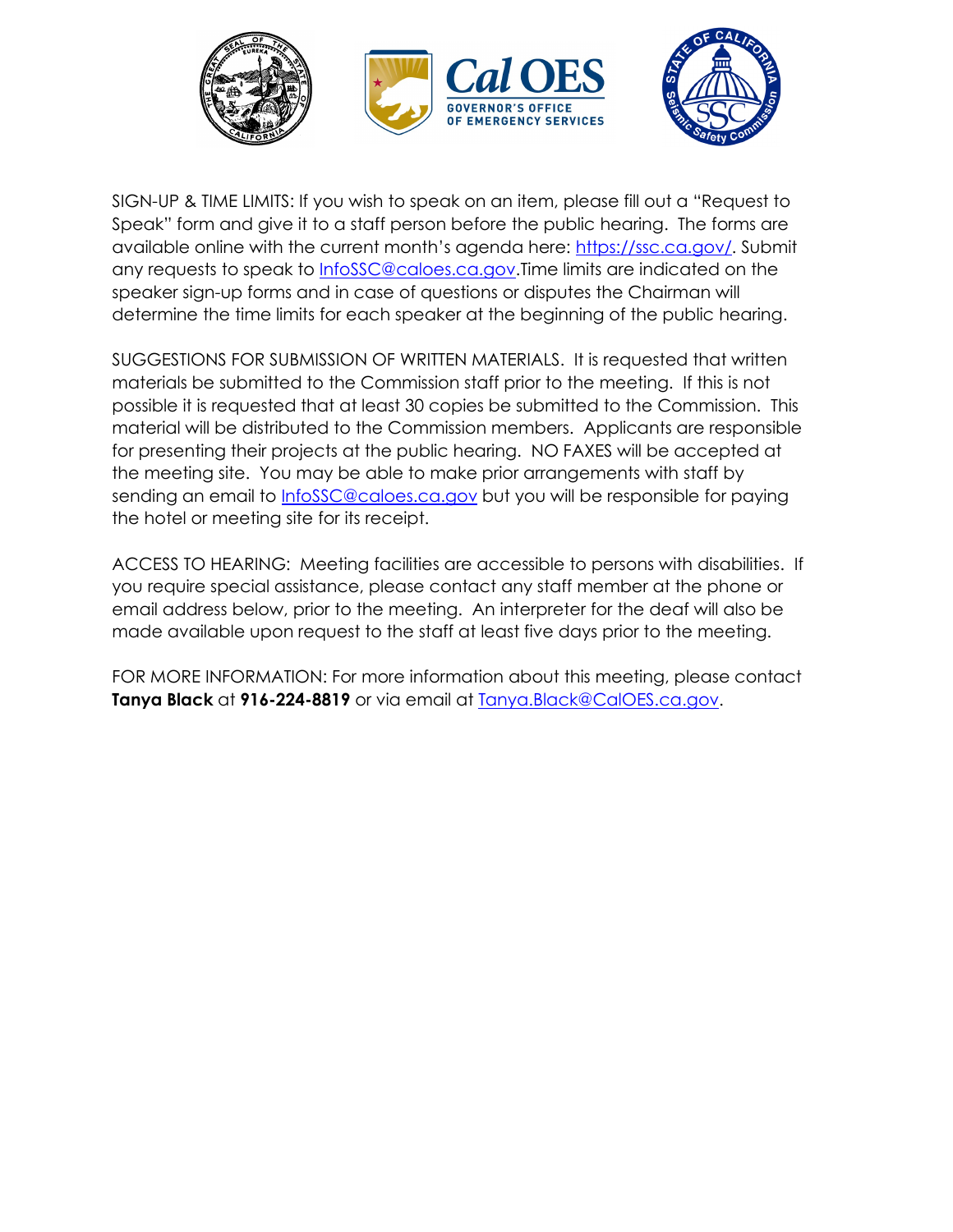SIGN-UP & TIME LIMITS: If you wish to speak on an item, please fill out a "Request to Speak" form and give it to a staff person before the public hearing. The forms are available online with the current month's agenda here: https://ssc.ca.gov/. Submit any requests to speak to InfoSSC@caloes.ca.gov.Time limits are indicated on the speaker sign-up forms and in case of questions or disputes the Chairman will determine the time limits for each speaker at the beginning of the public hearing.

SUGGESTIONS FOR SUBMISSION OF WRITTEN MATERIALS. It is requested that written materials be submitted to the Commission staff prior to the meeting. If this is not possible it is requested that at least 30 copies be submitted to the Commission. This material will be distributed to the Commission members. Applicants are responsible for presenting their projects at the public hearing. NO FAXES will be accepted at the meeting site. You may be able to make prior arrangements with staff by sending an email to InfoSSC@caloes.ca.gov but you will be responsible for paying the hotel or meeting site for its receipt.

ACCESS TO HEARING: Meeting facilities are accessible to persons with disabilities. If you require special assistance, please contact any staff member at the phone or email address below, prior to the meeting. An interpreter for the deaf will also be made available upon request to the staff at least five days prior to the meeting.

FOR MORE INFORMATION: For more information about this meeting, please contact **Tanya Black** at **916-224-8819** or via email at Tanya.Black@CalOES.ca.gov.